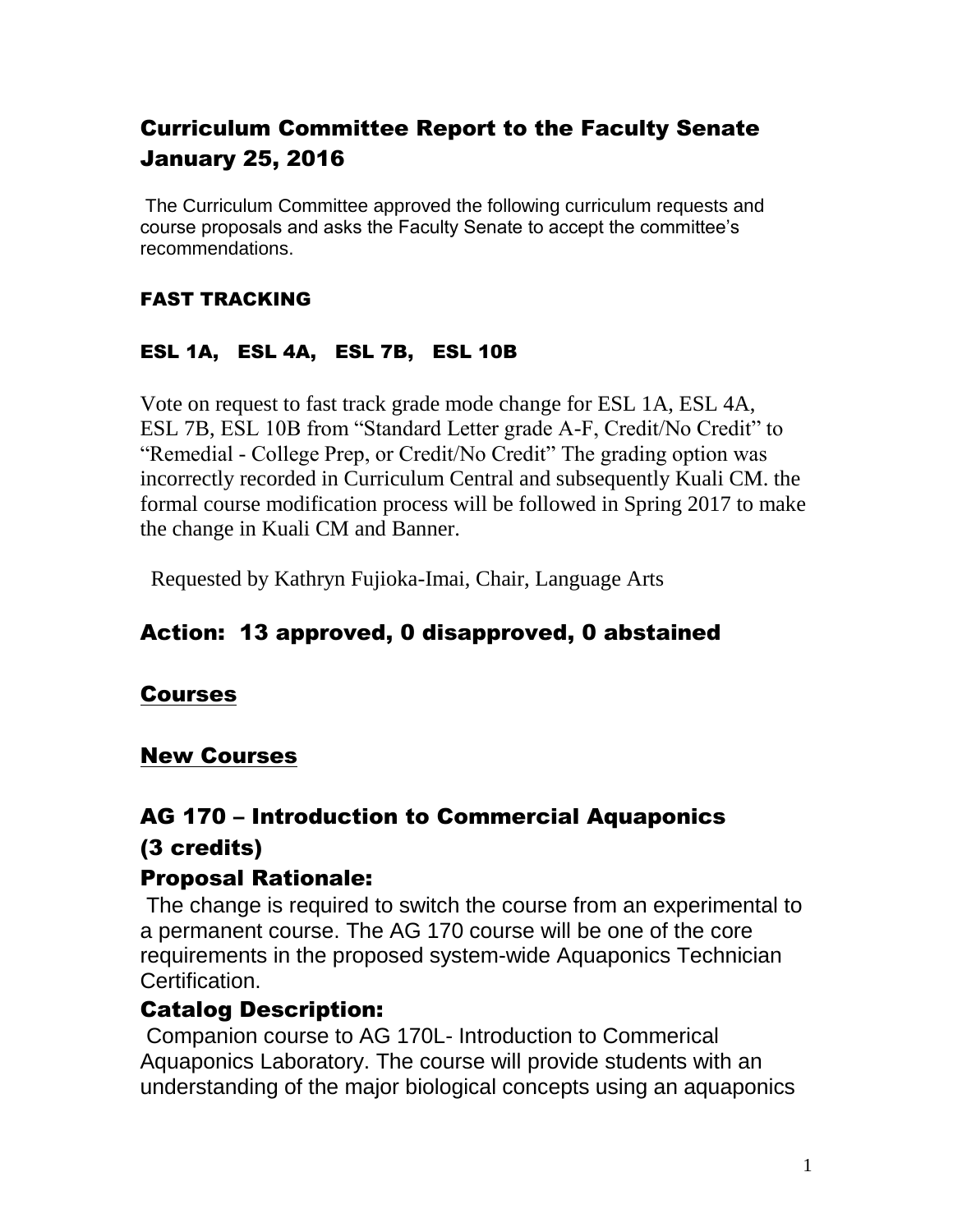# Curriculum Committee Report to the Faculty Senate January 25, 2016

The Curriculum Committee approved the following curriculum requests and course proposals and asks the Faculty Senate to accept the committee's recommendations.

### FAST TRACKING

### ESL 1A, ESL 4A, ESL 7B, ESL 10B

Vote on request to fast track grade mode change for ESL 1A, ESL 4A, ESL 7B, ESL 10B from "Standard Letter grade A-F, Credit/No Credit" to "Remedial - College Prep, or Credit/No Credit" The grading option was incorrectly recorded in Curriculum Central and subsequently Kuali CM. the formal course modification process will be followed in Spring 2017 to make the change in Kuali CM and Banner.

Requested by Kathryn Fujioka-Imai, Chair, Language Arts

## Action: 13 approved, 0 disapproved, 0 abstained

## Courses

## New Courses

## AG 170 – Introduction to Commercial Aquaponics (3 credits)

### Proposal Rationale:

The change is required to switch the course from an experimental to a permanent course. The AG 170 course will be one of the core requirements in the proposed system-wide Aquaponics Technician Certification.

### Catalog Description:

Companion course to AG 170L- Introduction to Commerical Aquaponics Laboratory. The course will provide students with an understanding of the major biological concepts using an aquaponics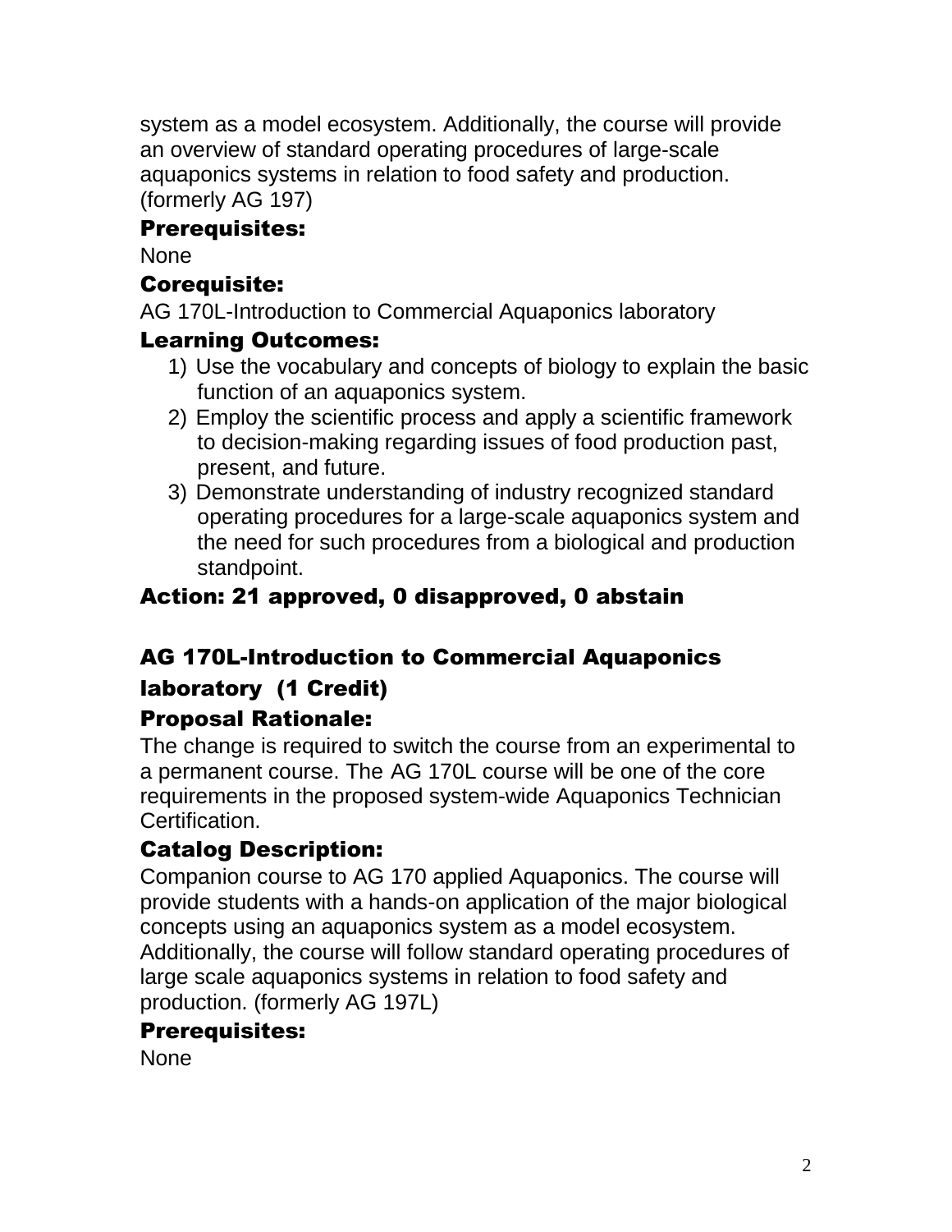system as a model ecosystem. Additionally, the course will provide an overview of standard operating procedures of large-scale aquaponics systems in relation to food safety and production. (formerly AG 197)

### Prerequisites:

None

### Corequisite:

AG 170L-Introduction to Commercial Aquaponics laboratory

### Learning Outcomes:

1) Use the vocabulary and concepts of biology to explain the basic function of an aquaponics system.
2) Employ the scientific process and apply a scientific framework to decision-making regarding issues of food production past, present, and future.
3) Demonstrate understanding of industry recognized standard operating procedures for a large-scale aquaponics system and the need for such procedures from a biological and production standpoint.

### Action: 21 approved, 0 disapproved, 0 abstain

## AG 170L-Introduction to Commercial Aquaponics laboratory (1 Credit)

### Proposal Rationale:

The change is required to switch the course from an experimental to a permanent course. The AG 170L course will be one of the core requirements in the proposed system-wide Aquaponics Technician Certification.

### Catalog Description:

Companion course to AG 170 applied Aquaponics. The course will provide students with a hands-on application of the major biological concepts using an aquaponics system as a model ecosystem. Additionally, the course will follow standard operating procedures of large scale aquaponics systems in relation to food safety and production. (formerly AG 197L)

### Prerequisites:

None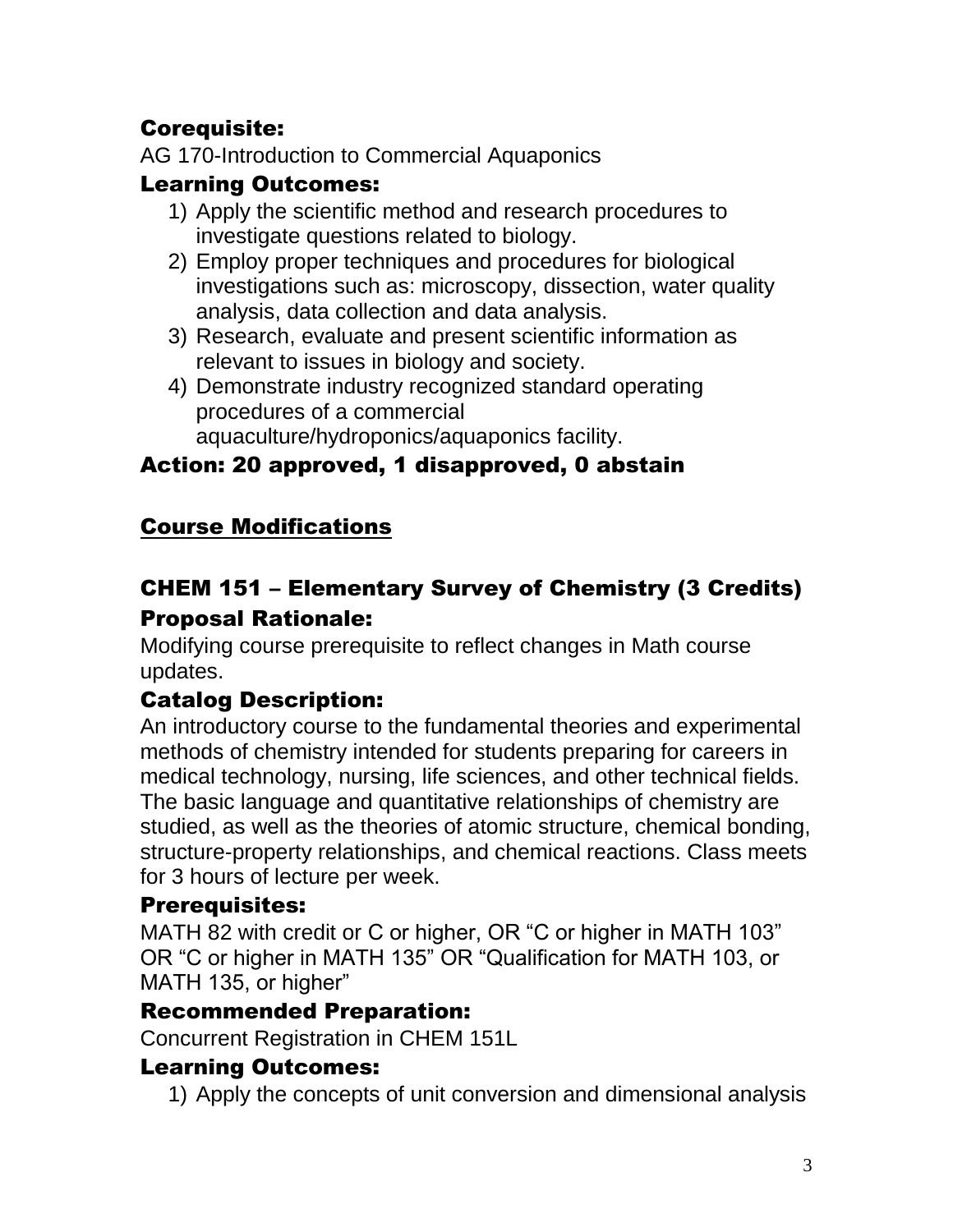### Corequisite:

AG 170-Introduction to Commercial Aquaponics

### Learning Outcomes:

1) Apply the scientific method and research procedures to investigate questions related to biology.
2) Employ proper techniques and procedures for biological investigations such as: microscopy, dissection, water quality analysis, data collection and data analysis.
3) Research, evaluate and present scientific information as relevant to issues in biology and society.
4) Demonstrate industry recognized standard operating procedures of a commercial aquaculture/hydroponics/aquaponics facility.

### Action: 20 approved, 1 disapproved, 0 abstain

## Course Modifications

### CHEM 151 – Elementary Survey of Chemistry (3 Credits)

### Proposal Rationale:

Modifying course prerequisite to reflect changes in Math course updates.

### Catalog Description:

An introductory course to the fundamental theories and experimental methods of chemistry intended for students preparing for careers in medical technology, nursing, life sciences, and other technical fields. The basic language and quantitative relationships of chemistry are studied, as well as the theories of atomic structure, chemical bonding, structure-property relationships, and chemical reactions. Class meets for 3 hours of lecture per week.

### Prerequisites:

MATH 82 with credit or C or higher, OR "C or higher in MATH 103" OR "C or higher in MATH 135" OR "Qualification for MATH 103, or MATH 135, or higher"

### Recommended Preparation:

Concurrent Registration in CHEM 151L

### Learning Outcomes:

1) Apply the concepts of unit conversion and dimensional analysis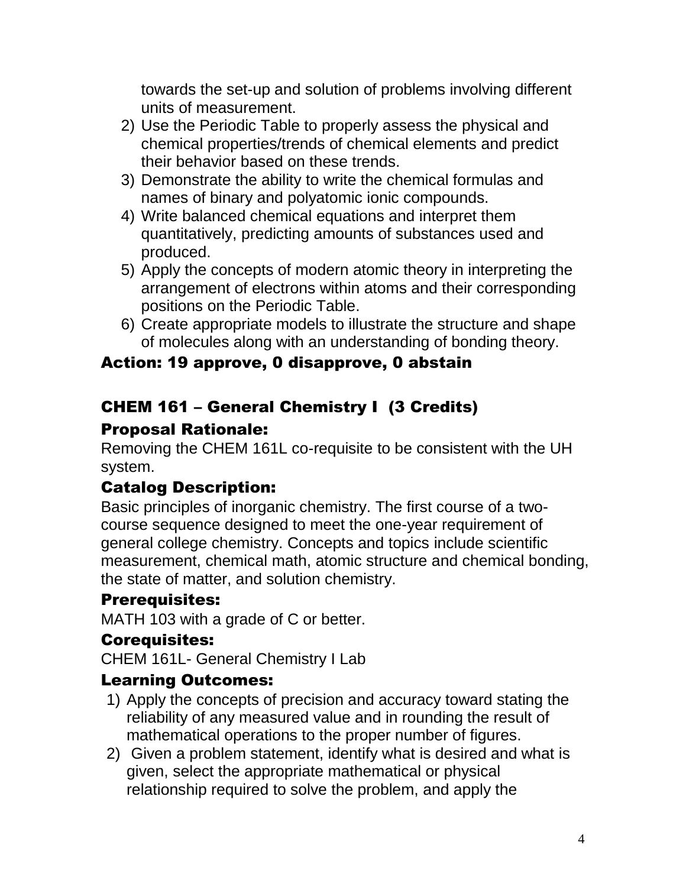towards the set-up and solution of problems involving different units of measurement.

2) Use the Periodic Table to properly assess the physical and chemical properties/trends of chemical elements and predict their behavior based on these trends.
3) Demonstrate the ability to write the chemical formulas and names of binary and polyatomic ionic compounds.
4) Write balanced chemical equations and interpret them quantitatively, predicting amounts of substances used and produced.
5) Apply the concepts of modern atomic theory in interpreting the arrangement of electrons within atoms and their corresponding positions on the Periodic Table.
6) Create appropriate models to illustrate the structure and shape of molecules along with an understanding of bonding theory.

### Action: 19 approve, 0 disapprove, 0 abstain

## CHEM 161 – General Chemistry I (3 Credits)

### Proposal Rationale:

Removing the CHEM 161L co-requisite to be consistent with the UH system.

### Catalog Description:

Basic principles of inorganic chemistry. The first course of a two-course sequence designed to meet the one-year requirement of general college chemistry. Concepts and topics include scientific measurement, chemical math, atomic structure and chemical bonding, the state of matter, and solution chemistry.

### Prerequisites:

MATH 103 with a grade of C or better.

### Corequisites:

CHEM 161L- General Chemistry I Lab

### Learning Outcomes:

1) Apply the concepts of precision and accuracy toward stating the reliability of any measured value and in rounding the result of mathematical operations to the proper number of figures.
2) Given a problem statement, identify what is desired and what is given, select the appropriate mathematical or physical relationship required to solve the problem, and apply the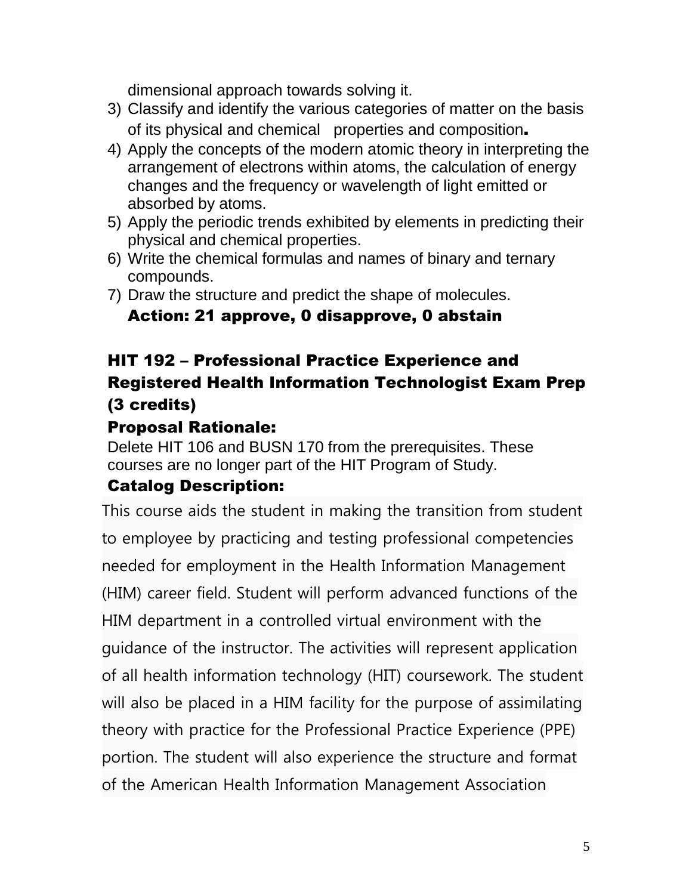dimensional approach towards solving it.

3) Classify and identify the various categories of matter on the basis of its physical and chemical properties and composition.
4) Apply the concepts of the modern atomic theory in interpreting the arrangement of electrons within atoms, the calculation of energy changes and the frequency or wavelength of light emitted or absorbed by atoms.
5) Apply the periodic trends exhibited by elements in predicting their physical and chemical properties.
6) Write the chemical formulas and names of binary and ternary compounds.
7) Draw the structure and predict the shape of molecules.

**Action: 21 approve, 0 disapprove, 0 abstain**

## HIT 192 – Professional Practice Experience and Registered Health Information Technologist Exam Prep (3 credits)

### Proposal Rationale:

Delete HIT 106 and BUSN 170 from the prerequisites. These courses are no longer part of the HIT Program of Study.

### Catalog Description:

This course aids the student in making the transition from student to employee by practicing and testing professional competencies needed for employment in the Health Information Management (HIM) career field. Student will perform advanced functions of the HIM department in a controlled virtual environment with the guidance of the instructor. The activities will represent application of all health information technology (HIT) coursework. The student will also be placed in a HIM facility for the purpose of assimilating theory with practice for the Professional Practice Experience (PPE) portion. The student will also experience the structure and format of the American Health Information Management Association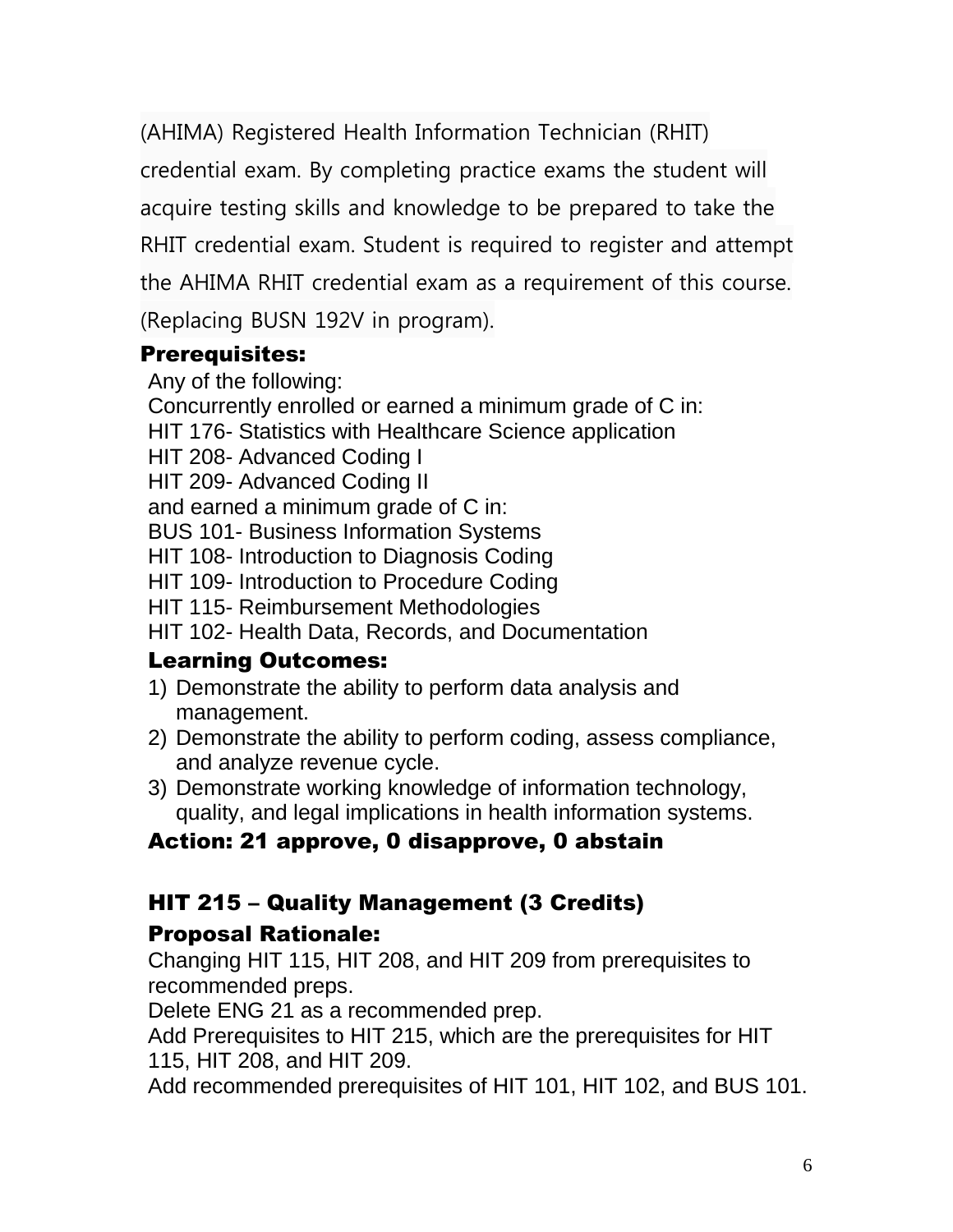(AHIMA) Registered Health Information Technician (RHIT) credential exam. By completing practice exams the student will acquire testing skills and knowledge to be prepared to take the RHIT credential exam. Student is required to register and attempt the AHIMA RHIT credential exam as a requirement of this course. (Replacing BUSN 192V in program).

**Prerequisites:**

Any of the following:
Concurrently enrolled or earned a minimum grade of C in:
HIT 176- Statistics with Healthcare Science application
HIT 208- Advanced Coding I
HIT 209- Advanced Coding II
and earned a minimum grade of C in:
BUS 101- Business Information Systems
HIT 108- Introduction to Diagnosis Coding
HIT 109- Introduction to Procedure Coding
HIT 115- Reimbursement Methodologies
HIT 102- Health Data, Records, and Documentation

**Learning Outcomes:**

1) Demonstrate the ability to perform data analysis and management.
2) Demonstrate the ability to perform coding, assess compliance, and analyze revenue cycle.
3) Demonstrate working knowledge of information technology, quality, and legal implications in health information systems.

**Action: 21 approve, 0 disapprove, 0 abstain**

## HIT 215 – Quality Management (3 Credits)

**Proposal Rationale:**

Changing HIT 115, HIT 208, and HIT 209 from prerequisites to recommended preps.
Delete ENG 21 as a recommended prep.
Add Prerequisites to HIT 215, which are the prerequisites for HIT 115, HIT 208, and HIT 209.
Add recommended prerequisites of HIT 101, HIT 102, and BUS 101.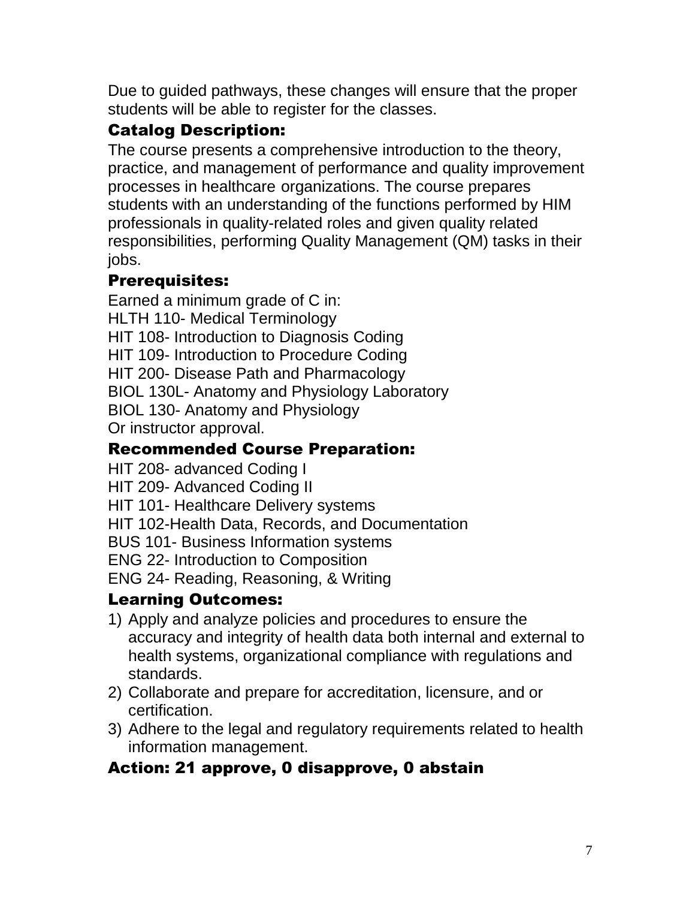Due to guided pathways, these changes will ensure that the proper students will be able to register for the classes.

### Catalog Description:

The course presents a comprehensive introduction to the theory, practice, and management of performance and quality improvement processes in healthcare organizations. The course prepares students with an understanding of the functions performed by HIM professionals in quality-related roles and given quality related responsibilities, performing Quality Management (QM) tasks in their jobs.

### Prerequisites:

Earned a minimum grade of C in:
HLTH 110- Medical Terminology
HIT 108- Introduction to Diagnosis Coding
HIT 109- Introduction to Procedure Coding
HIT 200- Disease Path and Pharmacology
BIOL 130L- Anatomy and Physiology Laboratory
BIOL 130- Anatomy and Physiology
Or instructor approval.

### Recommended Course Preparation:

HIT 208- advanced Coding I
HIT 209- Advanced Coding II
HIT 101- Healthcare Delivery systems
HIT 102-Health Data, Records, and Documentation
BUS 101- Business Information systems
ENG 22- Introduction to Composition
ENG 24- Reading, Reasoning, & Writing

### Learning Outcomes:

1) Apply and analyze policies and procedures to ensure the accuracy and integrity of health data both internal and external to health systems, organizational compliance with regulations and standards.
2) Collaborate and prepare for accreditation, licensure, and or certification.
3) Adhere to the legal and regulatory requirements related to health information management.

### Action: 21 approve, 0 disapprove, 0 abstain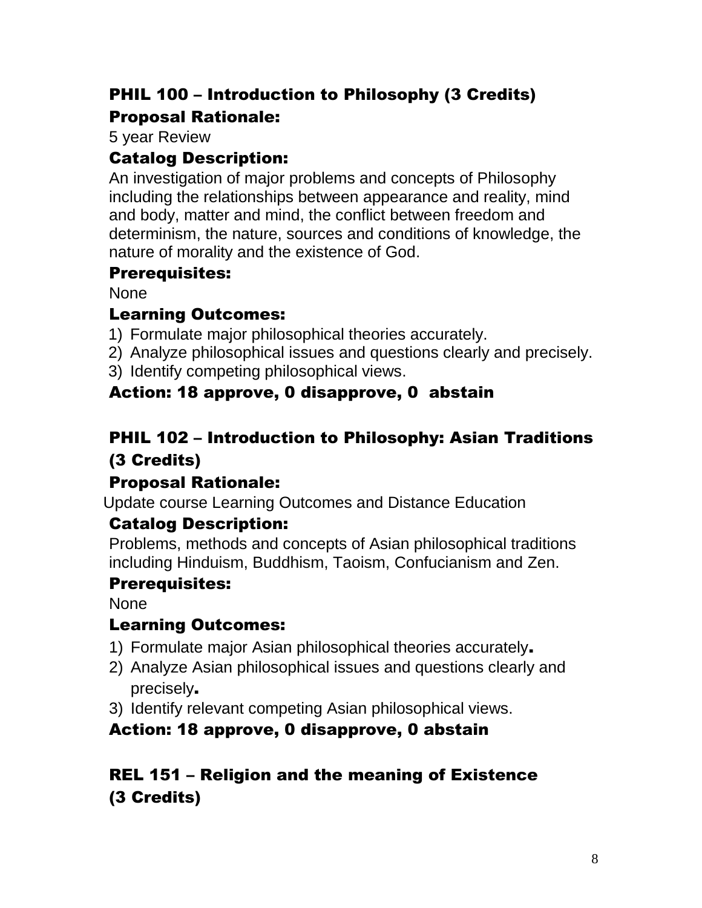## PHIL 100 – Introduction to Philosophy (3 Credits)

### Proposal Rationale:

5 year Review

### Catalog Description:

An investigation of major problems and concepts of Philosophy including the relationships between appearance and reality, mind and body, matter and mind, the conflict between freedom and determinism, the nature, sources and conditions of knowledge, the nature of morality and the existence of God.

### Prerequisites:

None

### Learning Outcomes:

1) Formulate major philosophical theories accurately.
2) Analyze philosophical issues and questions clearly and precisely.
3) Identify competing philosophical views.

### Action: 18 approve, 0 disapprove, 0 abstain

## PHIL 102 – Introduction to Philosophy: Asian Traditions (3 Credits)

### Proposal Rationale:

Update course Learning Outcomes and Distance Education

### Catalog Description:

Problems, methods and concepts of Asian philosophical traditions including Hinduism, Buddhism, Taoism, Confucianism and Zen.

### Prerequisites:

None

### Learning Outcomes:

1) Formulate major Asian philosophical theories accurately.
2) Analyze Asian philosophical issues and questions clearly and precisely.
3) Identify relevant competing Asian philosophical views.

### Action: 18 approve, 0 disapprove, 0 abstain

## REL 151 – Religion and the meaning of Existence (3 Credits)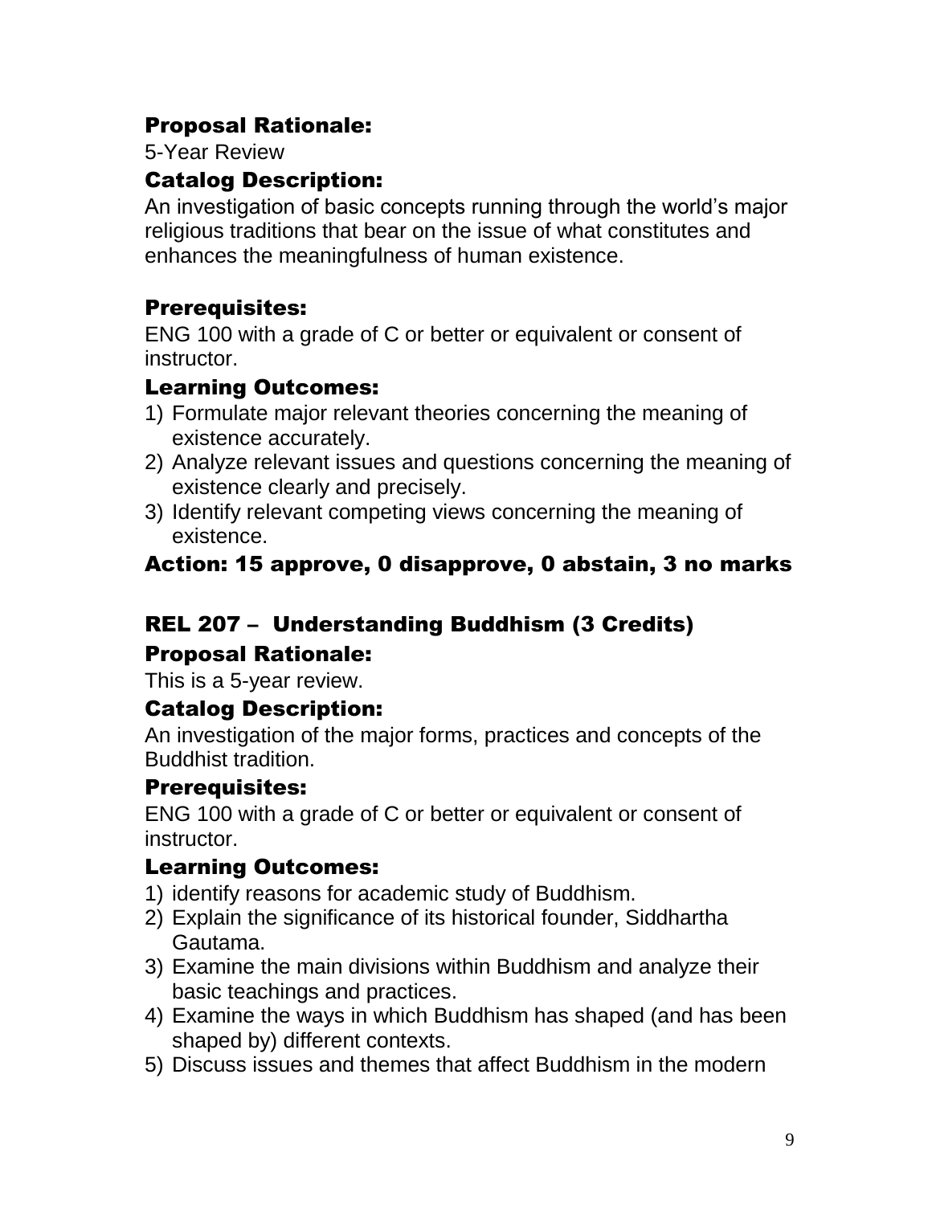### Proposal Rationale:

5-Year Review

### Catalog Description:

An investigation of basic concepts running through the world's major religious traditions that bear on the issue of what constitutes and enhances the meaningfulness of human existence.

### Prerequisites:

ENG 100 with a grade of C or better or equivalent or consent of instructor.

### Learning Outcomes:

1) Formulate major relevant theories concerning the meaning of existence accurately.
2) Analyze relevant issues and questions concerning the meaning of existence clearly and precisely.
3) Identify relevant competing views concerning the meaning of existence.

### Action: 15 approve, 0 disapprove, 0 abstain, 3 no marks

## REL 207 – Understanding Buddhism (3 Credits)

### Proposal Rationale:

This is a 5-year review.

### Catalog Description:

An investigation of the major forms, practices and concepts of the Buddhist tradition.

### Prerequisites:

ENG 100 with a grade of C or better or equivalent or consent of instructor.

### Learning Outcomes:

1) identify reasons for academic study of Buddhism.
2) Explain the significance of its historical founder, Siddhartha Gautama.
3) Examine the main divisions within Buddhism and analyze their basic teachings and practices.
4) Examine the ways in which Buddhism has shaped (and has been shaped by) different contexts.
5) Discuss issues and themes that affect Buddhism in the modern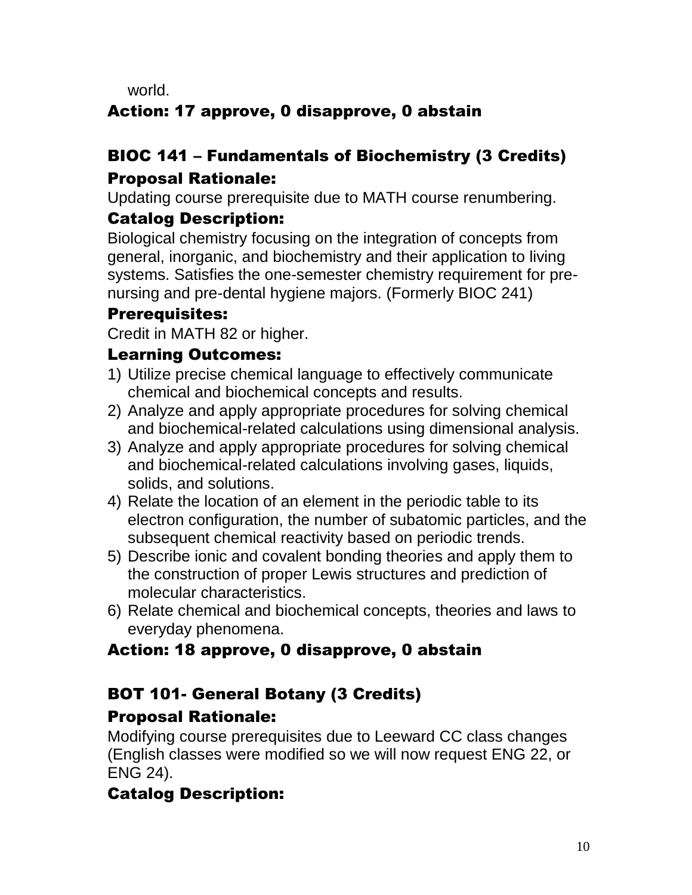world.

**Action: 17 approve, 0 disapprove, 0 abstain**

## BIOC 141 – Fundamentals of Biochemistry (3 Credits)

### Proposal Rationale:

Updating course prerequisite due to MATH course renumbering.

### Catalog Description:

Biological chemistry focusing on the integration of concepts from general, inorganic, and biochemistry and their application to living systems. Satisfies the one-semester chemistry requirement for pre-nursing and pre-dental hygiene majors. (Formerly BIOC 241)

### Prerequisites:

Credit in MATH 82 or higher.

### Learning Outcomes:

1) Utilize precise chemical language to effectively communicate chemical and biochemical concepts and results.
2) Analyze and apply appropriate procedures for solving chemical and biochemical-related calculations using dimensional analysis.
3) Analyze and apply appropriate procedures for solving chemical and biochemical-related calculations involving gases, liquids, solids, and solutions.
4) Relate the location of an element in the periodic table to its electron configuration, the number of subatomic particles, and the subsequent chemical reactivity based on periodic trends.
5) Describe ionic and covalent bonding theories and apply them to the construction of proper Lewis structures and prediction of molecular characteristics.
6) Relate chemical and biochemical concepts, theories and laws to everyday phenomena.

**Action: 18 approve, 0 disapprove, 0 abstain**

## BOT 101- General Botany (3 Credits)

### Proposal Rationale:

Modifying course prerequisites due to Leeward CC class changes (English classes were modified so we will now request ENG 22, or ENG 24).

### Catalog Description: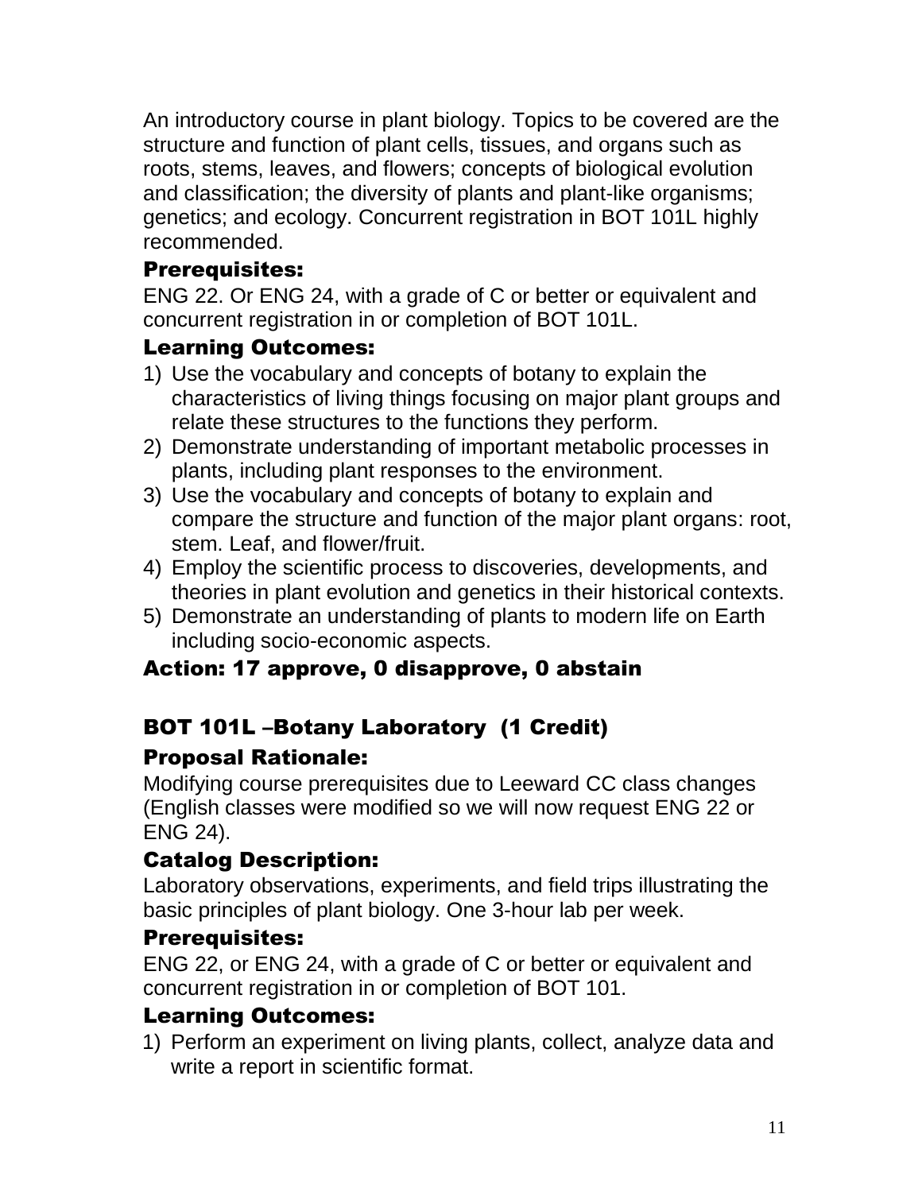An introductory course in plant biology. Topics to be covered are the structure and function of plant cells, tissues, and organs such as roots, stems, leaves, and flowers; concepts of biological evolution and classification; the diversity of plants and plant-like organisms; genetics; and ecology. Concurrent registration in BOT 101L highly recommended.

### Prerequisites:

ENG 22. Or ENG 24, with a grade of C or better or equivalent and concurrent registration in or completion of BOT 101L.

### Learning Outcomes:

1) Use the vocabulary and concepts of botany to explain the characteristics of living things focusing on major plant groups and relate these structures to the functions they perform.
2) Demonstrate understanding of important metabolic processes in plants, including plant responses to the environment.
3) Use the vocabulary and concepts of botany to explain and compare the structure and function of the major plant organs: root, stem. Leaf, and flower/fruit.
4) Employ the scientific process to discoveries, developments, and theories in plant evolution and genetics in their historical contexts.
5) Demonstrate an understanding of plants to modern life on Earth including socio-economic aspects.

### Action: 17 approve, 0 disapprove, 0 abstain

## BOT 101L –Botany Laboratory (1 Credit)

### Proposal Rationale:

Modifying course prerequisites due to Leeward CC class changes (English classes were modified so we will now request ENG 22 or ENG 24).

### Catalog Description:

Laboratory observations, experiments, and field trips illustrating the basic principles of plant biology. One 3-hour lab per week.

### Prerequisites:

ENG 22, or ENG 24, with a grade of C or better or equivalent and concurrent registration in or completion of BOT 101.

### Learning Outcomes:

1) Perform an experiment on living plants, collect, analyze data and write a report in scientific format.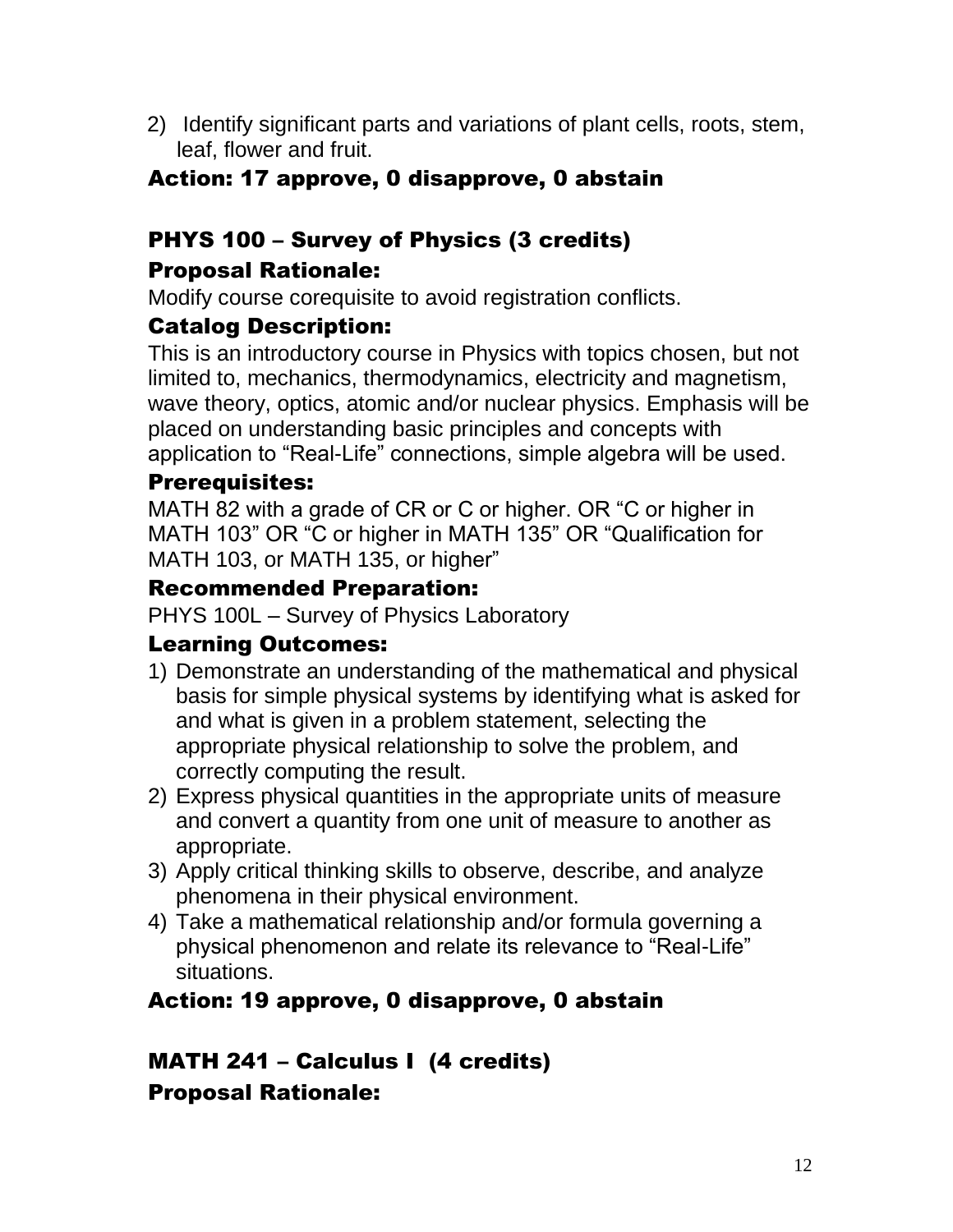2) Identify significant parts and variations of plant cells, roots, stem, leaf, flower and fruit.

### Action: 17 approve, 0 disapprove, 0 abstain

## PHYS 100 – Survey of Physics (3 credits)

### Proposal Rationale:

Modify course corequisite to avoid registration conflicts.

### Catalog Description:

This is an introductory course in Physics with topics chosen, but not limited to, mechanics, thermodynamics, electricity and magnetism, wave theory, optics, atomic and/or nuclear physics. Emphasis will be placed on understanding basic principles and concepts with application to "Real-Life" connections, simple algebra will be used.

### Prerequisites:

MATH 82 with a grade of CR or C or higher. OR "C or higher in MATH 103" OR "C or higher in MATH 135" OR "Qualification for MATH 103, or MATH 135, or higher"

### Recommended Preparation:

PHYS 100L – Survey of Physics Laboratory

### Learning Outcomes:

1) Demonstrate an understanding of the mathematical and physical basis for simple physical systems by identifying what is asked for and what is given in a problem statement, selecting the appropriate physical relationship to solve the problem, and correctly computing the result.
2) Express physical quantities in the appropriate units of measure and convert a quantity from one unit of measure to another as appropriate.
3) Apply critical thinking skills to observe, describe, and analyze phenomena in their physical environment.
4) Take a mathematical relationship and/or formula governing a physical phenomenon and relate its relevance to "Real-Life" situations.

### Action: 19 approve, 0 disapprove, 0 abstain

## MATH 241 – Calculus I (4 credits)

### Proposal Rationale: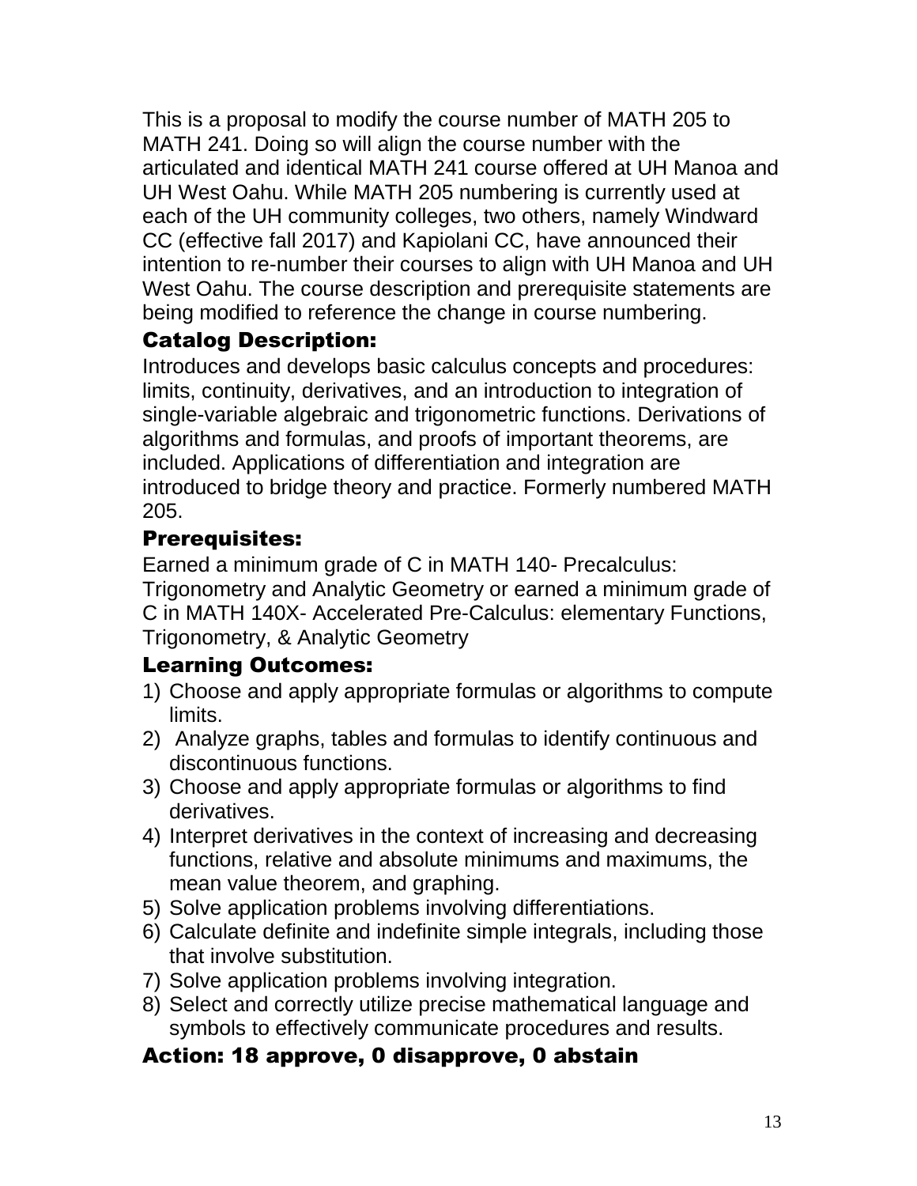This is a proposal to modify the course number of MATH 205 to MATH 241. Doing so will align the course number with the articulated and identical MATH 241 course offered at UH Manoa and UH West Oahu. While MATH 205 numbering is currently used at each of the UH community colleges, two others, namely Windward CC (effective fall 2017) and Kapiolani CC, have announced their intention to re-number their courses to align with UH Manoa and UH West Oahu. The course description and prerequisite statements are being modified to reference the change in course numbering.

### Catalog Description:

Introduces and develops basic calculus concepts and procedures: limits, continuity, derivatives, and an introduction to integration of single-variable algebraic and trigonometric functions. Derivations of algorithms and formulas, and proofs of important theorems, are included. Applications of differentiation and integration are introduced to bridge theory and practice. Formerly numbered MATH 205.

### Prerequisites:

Earned a minimum grade of C in MATH 140- Precalculus: Trigonometry and Analytic Geometry or earned a minimum grade of C in MATH 140X- Accelerated Pre-Calculus: elementary Functions, Trigonometry, & Analytic Geometry

### Learning Outcomes:

1) Choose and apply appropriate formulas or algorithms to compute limits.
2) Analyze graphs, tables and formulas to identify continuous and discontinuous functions.
3) Choose and apply appropriate formulas or algorithms to find derivatives.
4) Interpret derivatives in the context of increasing and decreasing functions, relative and absolute minimums and maximums, the mean value theorem, and graphing.
5) Solve application problems involving differentiations.
6) Calculate definite and indefinite simple integrals, including those that involve substitution.
7) Solve application problems involving integration.
8) Select and correctly utilize precise mathematical language and symbols to effectively communicate procedures and results.

### Action: 18 approve, 0 disapprove, 0 abstain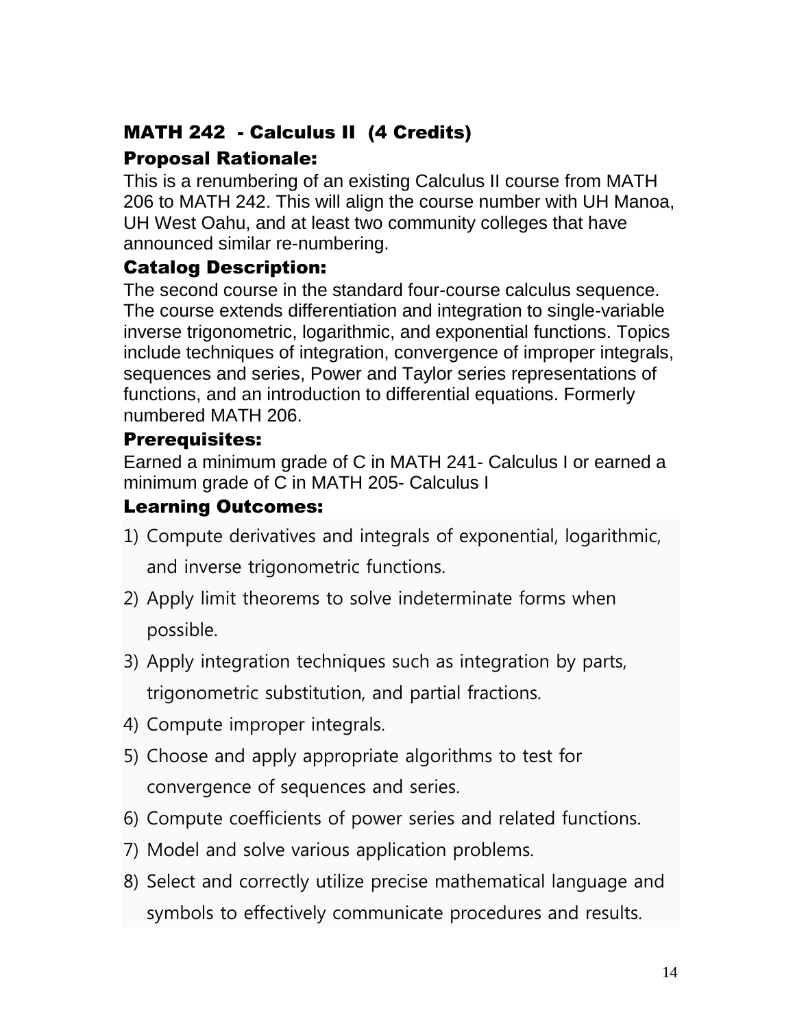## MATH 242 - Calculus II (4 Credits)

### Proposal Rationale:

This is a renumbering of an existing Calculus II course from MATH 206 to MATH 242. This will align the course number with UH Manoa, UH West Oahu, and at least two community colleges that have announced similar re-numbering.

### Catalog Description:

The second course in the standard four-course calculus sequence. The course extends differentiation and integration to single-variable inverse trigonometric, logarithmic, and exponential functions. Topics include techniques of integration, convergence of improper integrals, sequences and series, Power and Taylor series representations of functions, and an introduction to differential equations. Formerly numbered MATH 206.

### Prerequisites:

Earned a minimum grade of C in MATH 241- Calculus I or earned a minimum grade of C in MATH 205- Calculus I

### Learning Outcomes:

1) Compute derivatives and integrals of exponential, logarithmic, and inverse trigonometric functions.
2) Apply limit theorems to solve indeterminate forms when possible.
3) Apply integration techniques such as integration by parts, trigonometric substitution, and partial fractions.
4) Compute improper integrals.
5) Choose and apply appropriate algorithms to test for convergence of sequences and series.
6) Compute coefficients of power series and related functions.
7) Model and solve various application problems.
8) Select and correctly utilize precise mathematical language and symbols to effectively communicate procedures and results.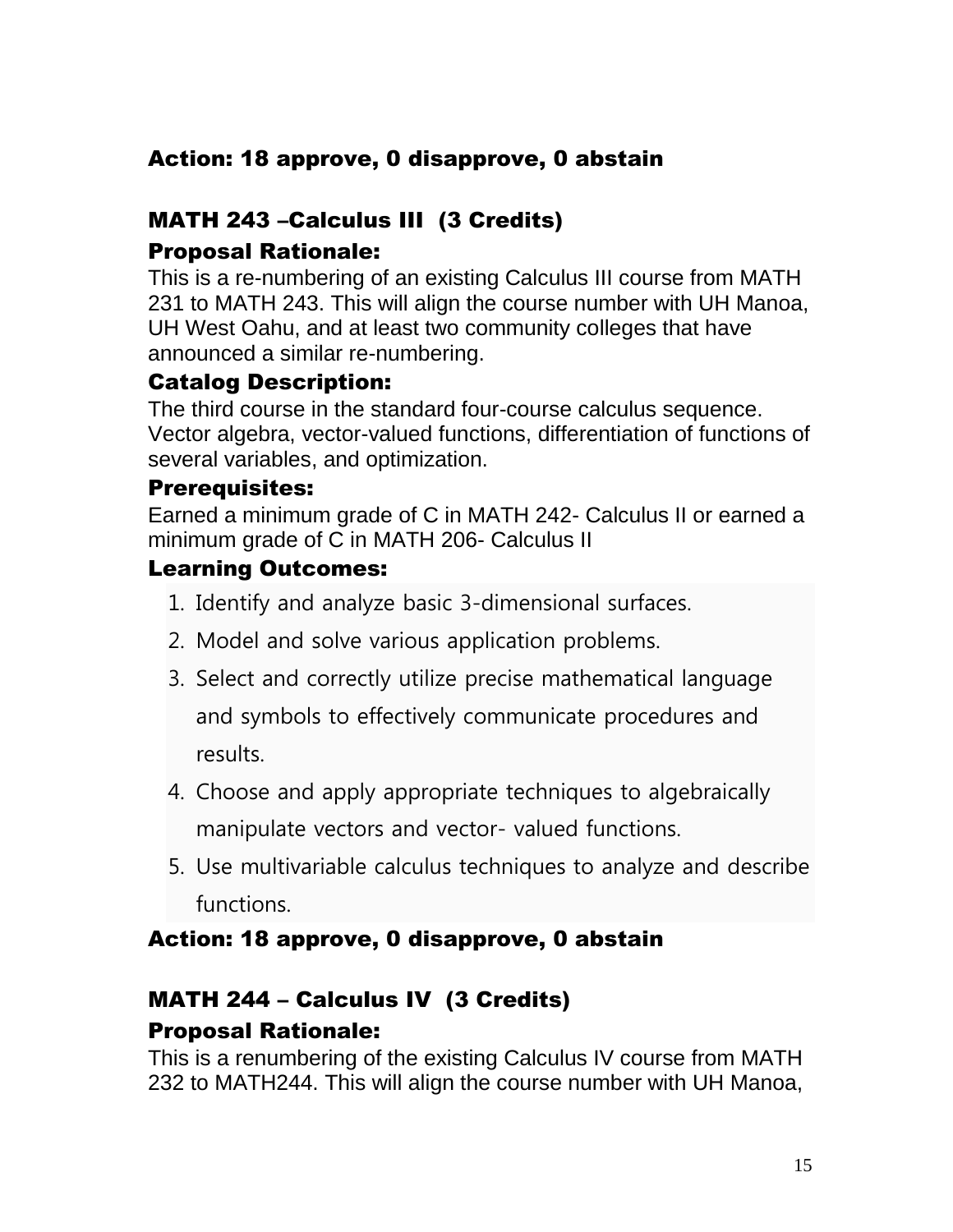**Action: 18 approve, 0 disapprove, 0 abstain**

## MATH 243 –Calculus III (3 Credits)

### Proposal Rationale:

This is a re-numbering of an existing Calculus III course from MATH 231 to MATH 243. This will align the course number with UH Manoa, UH West Oahu, and at least two community colleges that have announced a similar re-numbering.

### Catalog Description:

The third course in the standard four-course calculus sequence. Vector algebra, vector-valued functions, differentiation of functions of several variables, and optimization.

### Prerequisites:

Earned a minimum grade of C in MATH 242- Calculus II or earned a minimum grade of C in MATH 206- Calculus II

### Learning Outcomes:

1. Identify and analyze basic 3-dimensional surfaces.
2. Model and solve various application problems.
3. Select and correctly utilize precise mathematical language and symbols to effectively communicate procedures and results.
4. Choose and apply appropriate techniques to algebraically manipulate vectors and vector- valued functions.
5. Use multivariable calculus techniques to analyze and describe functions.

**Action: 18 approve, 0 disapprove, 0 abstain**

## MATH 244 – Calculus IV (3 Credits)

### Proposal Rationale:

This is a renumbering of the existing Calculus IV course from MATH 232 to MATH244. This will align the course number with UH Manoa,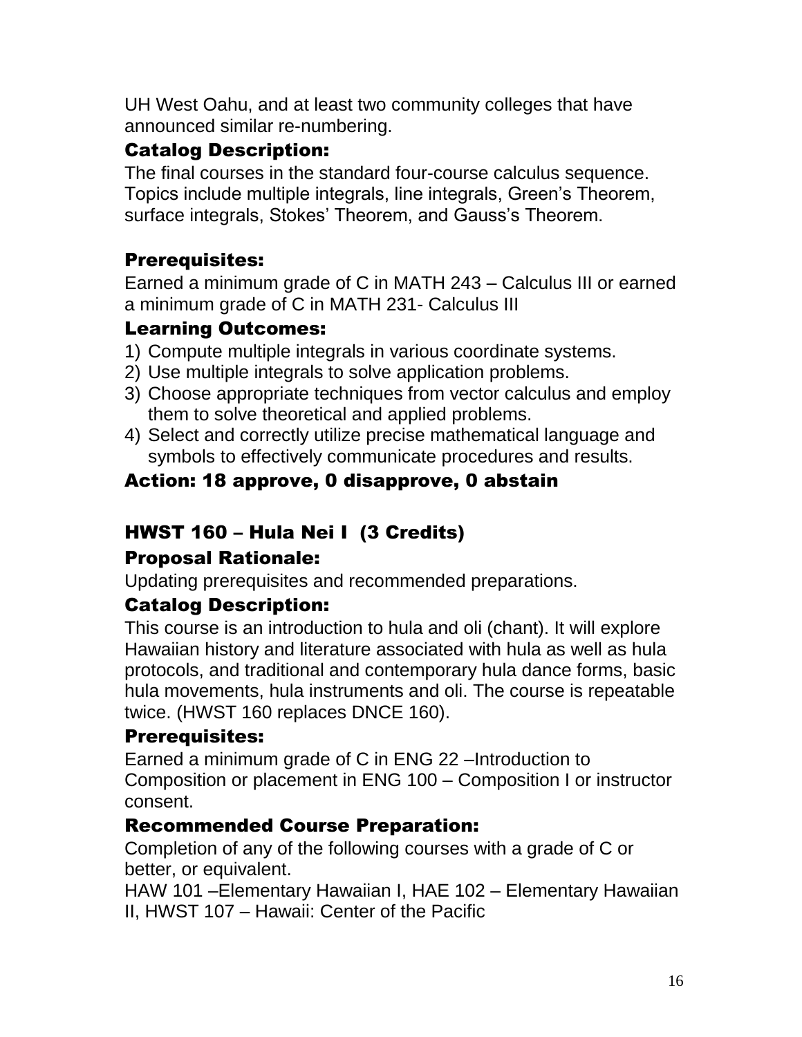UH West Oahu, and at least two community colleges that have announced similar re-numbering.

### Catalog Description:

The final courses in the standard four-course calculus sequence. Topics include multiple integrals, line integrals, Green's Theorem, surface integrals, Stokes' Theorem, and Gauss's Theorem.

### Prerequisites:

Earned a minimum grade of C in MATH 243 – Calculus III or earned a minimum grade of C in MATH 231- Calculus III

### Learning Outcomes:

1) Compute multiple integrals in various coordinate systems.
2) Use multiple integrals to solve application problems.
3) Choose appropriate techniques from vector calculus and employ them to solve theoretical and applied problems.
4) Select and correctly utilize precise mathematical language and symbols to effectively communicate procedures and results.

### Action: 18 approve, 0 disapprove, 0 abstain

## HWST 160 – Hula Nei I (3 Credits)

### Proposal Rationale:

Updating prerequisites and recommended preparations.

### Catalog Description:

This course is an introduction to hula and oli (chant). It will explore Hawaiian history and literature associated with hula as well as hula protocols, and traditional and contemporary hula dance forms, basic hula movements, hula instruments and oli. The course is repeatable twice. (HWST 160 replaces DNCE 160).

### Prerequisites:

Earned a minimum grade of C in ENG 22 –Introduction to Composition or placement in ENG 100 – Composition I or instructor consent.

### Recommended Course Preparation:

Completion of any of the following courses with a grade of C or better, or equivalent.

HAW 101 –Elementary Hawaiian I, HAE 102 – Elementary Hawaiian II, HWST 107 – Hawaii: Center of the Pacific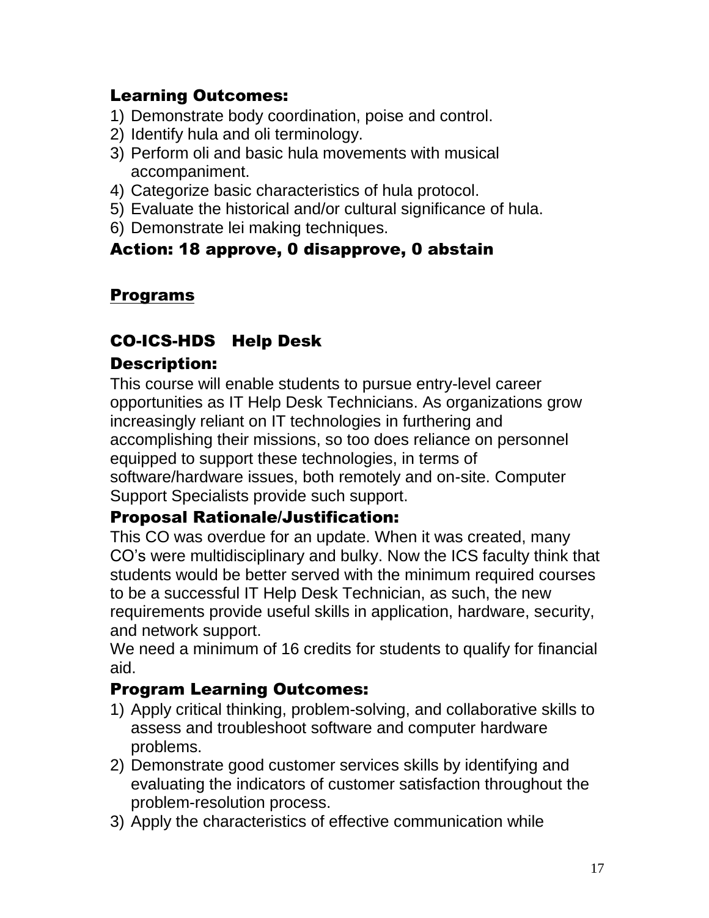### Learning Outcomes:

1) Demonstrate body coordination, poise and control.
2) Identify hula and oli terminology.
3) Perform oli and basic hula movements with musical accompaniment.
4) Categorize basic characteristics of hula protocol.
5) Evaluate the historical and/or cultural significance of hula.
6) Demonstrate lei making techniques.

### Action: 18 approve, 0 disapprove, 0 abstain

## <u>Programs</u>

### CO-ICS-HDS Help Desk

### Description:

This course will enable students to pursue entry-level career opportunities as IT Help Desk Technicians. As organizations grow increasingly reliant on IT technologies in furthering and accomplishing their missions, so too does reliance on personnel equipped to support these technologies, in terms of software/hardware issues, both remotely and on-site. Computer Support Specialists provide such support.

### Proposal Rationale/Justification:

This CO was overdue for an update. When it was created, many CO's were multidisciplinary and bulky. Now the ICS faculty think that students would be better served with the minimum required courses to be a successful IT Help Desk Technician, as such, the new requirements provide useful skills in application, hardware, security, and network support.

We need a minimum of 16 credits for students to qualify for financial aid.

### Program Learning Outcomes:

1) Apply critical thinking, problem-solving, and collaborative skills to assess and troubleshoot software and computer hardware problems.
2) Demonstrate good customer services skills by identifying and evaluating the indicators of customer satisfaction throughout the problem-resolution process.
3) Apply the characteristics of effective communication while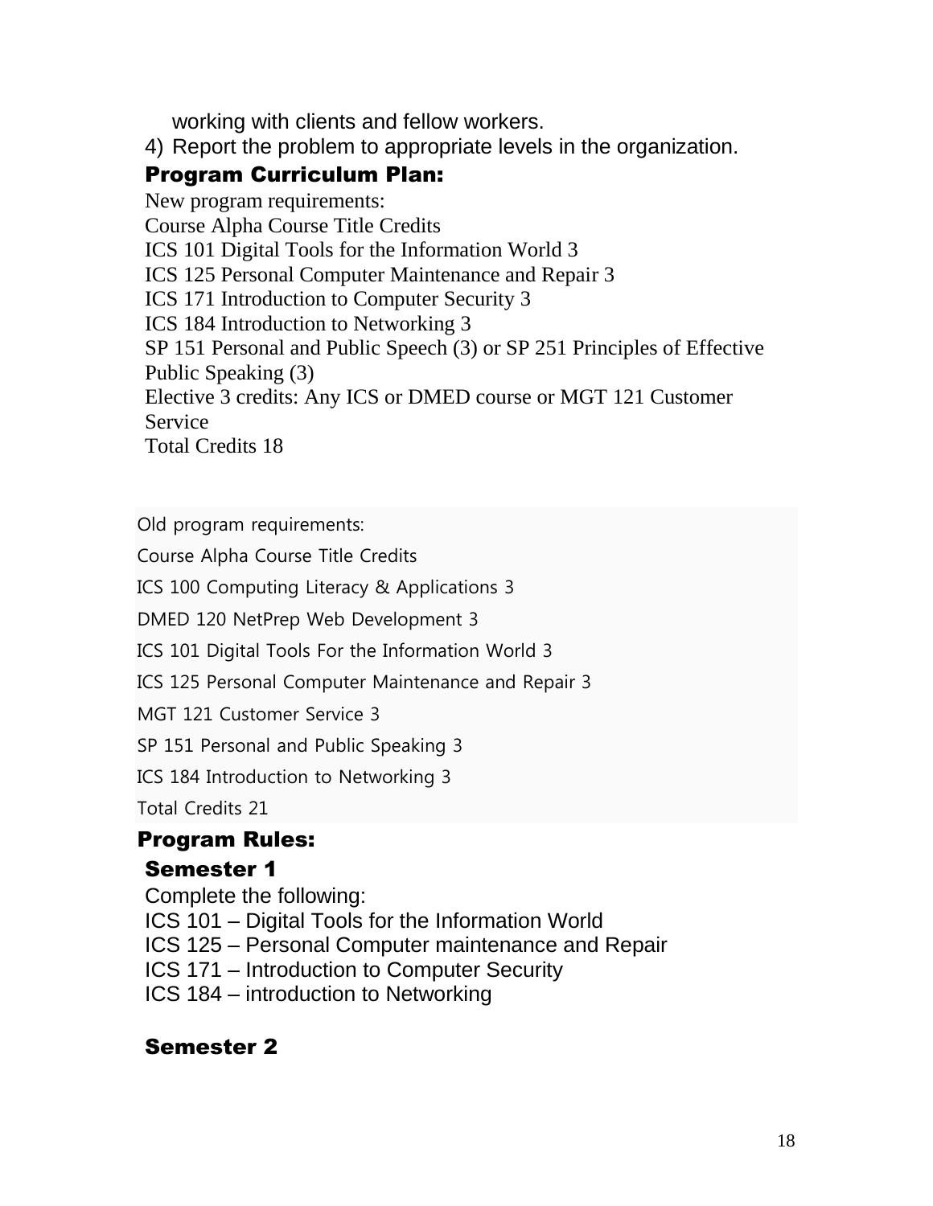working with clients and fellow workers.

4) Report the problem to appropriate levels in the organization.

## Program Curriculum Plan:

New program requirements:

Course Alpha Course Title Credits

ICS 101 Digital Tools for the Information World 3

ICS 125 Personal Computer Maintenance and Repair 3

ICS 171 Introduction to Computer Security 3

ICS 184 Introduction to Networking 3

SP 151 Personal and Public Speech (3) or SP 251 Principles of Effective Public Speaking (3)

Elective 3 credits: Any ICS or DMED course or MGT 121 Customer Service

Total Credits 18

Old program requirements:

Course Alpha Course Title Credits

ICS 100 Computing Literacy & Applications 3

DMED 120 NetPrep Web Development 3

ICS 101 Digital Tools For the Information World 3

ICS 125 Personal Computer Maintenance and Repair 3

MGT 121 Customer Service 3

SP 151 Personal and Public Speaking 3

ICS 184 Introduction to Networking 3

Total Credits 21

## Program Rules:

### Semester 1

Complete the following:

ICS 101 – Digital Tools for the Information World

ICS 125 – Personal Computer maintenance and Repair

ICS 171 – Introduction to Computer Security

ICS 184 – introduction to Networking

### Semester 2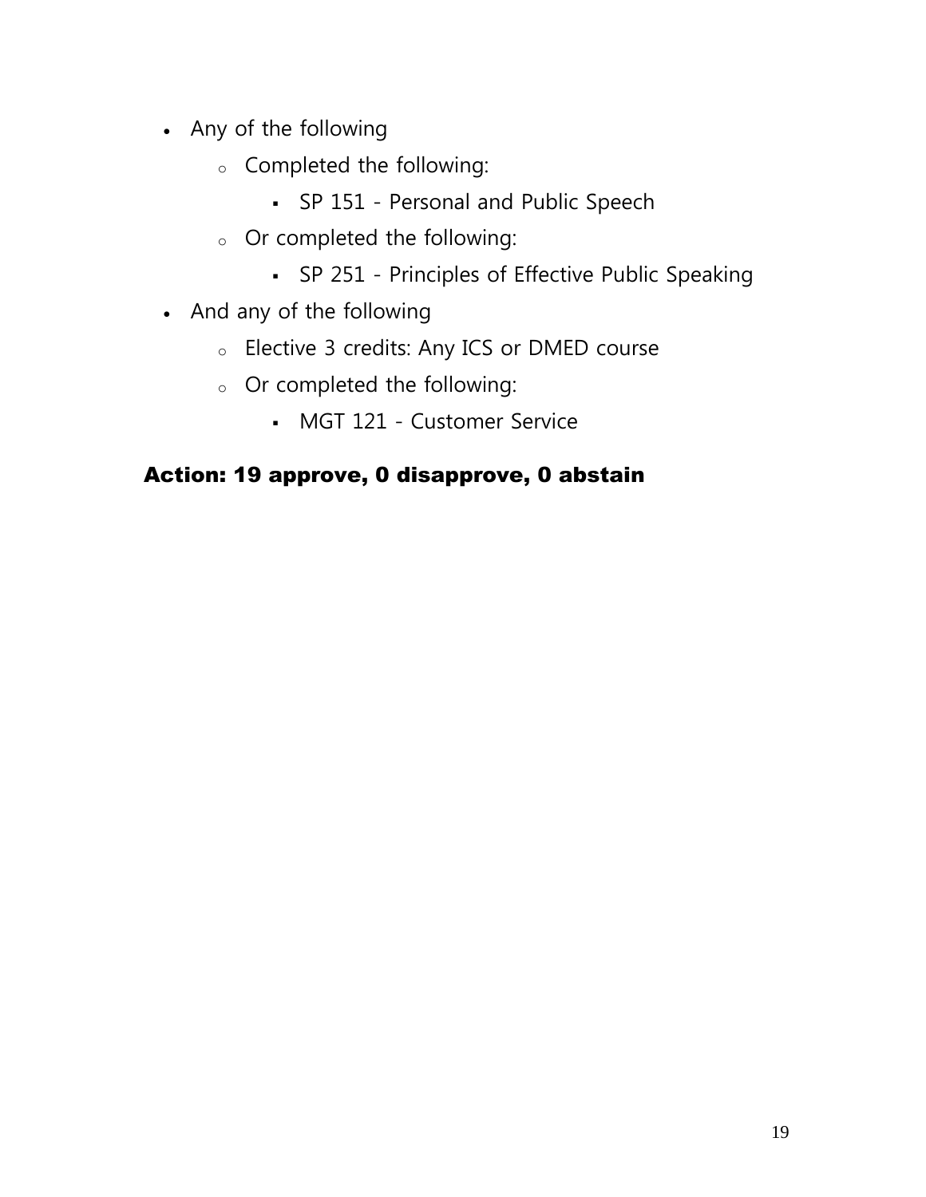- Any of the following
    - Completed the following:
        - SP 151 - Personal and Public Speech
    - Or completed the following:
        - SP 251 - Principles of Effective Public Speaking
- And any of the following
    - Elective 3 credits: Any ICS or DMED course
    - Or completed the following:
        - MGT 121 - Customer Service

**Action: 19 approve, 0 disapprove, 0 abstain**